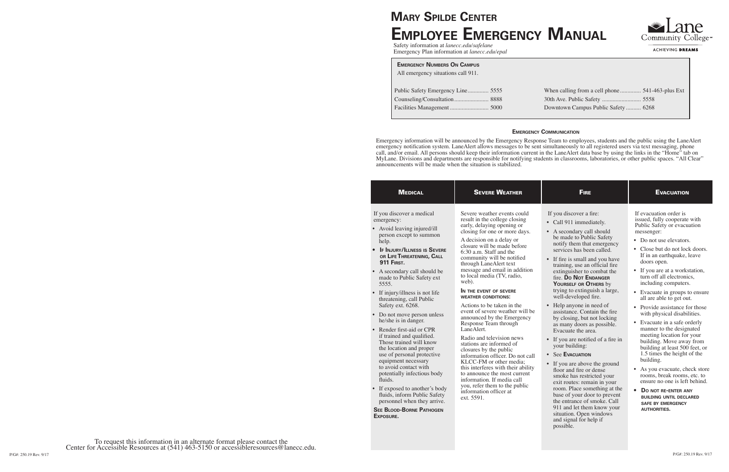# Mary Spilde Center

# Employee Emergency Manual

Safety information at *lanecc.edu/safelane*
Emergency Plan information at *lanecc.edu/epal*

Lane Community College
ACHIEVING **DREAMS**

### Emergency Numbers On Campus

All emergency situations call 911.

| | | | |
|---|---|---|---|
| Public Safety Emergency Line | 5555 | When calling from a cell phone | 541-463-plus Ext |
| Counseling/Consultation | 8888 | 30th Ave. Public Safety | 5558 |
| Facilities Management | 5000 | Downtown Campus Public Safety | 6268 |

### Emergency Communication

Emergency information will be announced by the Emergency Response Team to employees, students and the public using the LaneAlert emergency notification system. LaneAlert allows messages to be sent simultaneously to all registered users via text messaging, phone call, and/or email. All persons should keep their information current in the LaneAlert data base by using the links in the "Home" tab on MyLane. Divisions and departments are responsible for notifying students in classrooms, laboratories, or other public spaces. "All Clear" announcements will be made when the situation is stabilized.

## Medical

If you discover a medical emergency:

- Avoid leaving injured/ill person except to summon help.
- **If Injury/Illness is Severe or Life Threatening, Call 911 First.**
- A secondary call should be made to Public Safety ext 5555.
- If injury/illness is not life threatening, call Public Safety ext. 6268.
- Do not move person unless he/she is in danger.
- Render first-aid or CPR if trained and qualified. Those trained will know the location and proper use of personal protective equipment necessary to avoid contact with potentially infectious body fluids.
- If exposed to another's body fluids, inform Public Safety personnel when they arrive.

**See Blood-Borne Pathogen Exposure.**

## Severe Weather

Severe weather events could result in the college closing early, delaying opening or closing for one or more days.

A decision on a delay or closure will be made before 6:30 a.m. Staff and the community will be notified through LaneAlert text message and email in addition to local media (TV, radio, web).

**In the event of severe weather conditions:**

Actions to be taken in the event of severe weather will be announced by the Emergency Response Team through LaneAlert.

Radio and television news stations are informed of closures by the public information officer. Do not call KLCC-FM or other media; this interferes with their ability to announce the most current information. If media call you, refer them to the public information officer at ext. 5591.

## Fire

If you discover a fire:

- Call 911 immediately.
- A secondary call should be made to Public Safety notify them that emergency services has been called.
- If fire is small and you have training, use an official fire extinguisher to combat the fire. **Do Not Endanger Yourself or Others** by trying to extinguish a large, well-developed fire.
- Help anyone in need of assistance. Contain the fire by closing, but not locking as many doors as possible. Evacuate the area.
- If you are notified of a fire in your building:
- See **Evacuation**
- If you are above the ground floor and fire or dense smoke has restricted your exit routes: remain in your room. Place something at the base of your door to prevent the entrance of smoke. Call 911 and let them know your situation. Open windows and signal for help if possible.

## Evacuation

If evacuation order is issued, fully cooperate with Public Safety or evacuation messenger:

- Do not use elevators.
- Close but do not lock doors. If in an earthquake, leave doors open.
- If you are at a workstation, turn off all electronics, including computers.
- Evacuate in groups to ensure all are able to get out.
- Provide assistance for those with physical disabilities.
- Evacuate in a safe orderly manner to the designated meeting location for your building. Move away from building at least 500 feet, or 1.5 times the height of the building.
- As you evacuate, check store rooms, break rooms, etc. to ensure no one is left behind.
- **Do not re-enter any building until declared safe by emergency authorities.**

To request this information in an alternate format please contact the Center for Accessible Resources at (541) 463-5150 or accessibleresources@lanecc.edu.

P/G#: 250.19 Rev. 9/17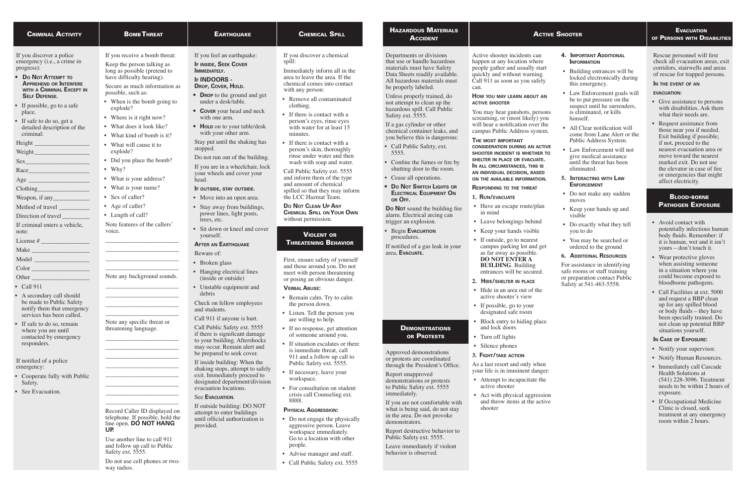## Criminal Activity

If you discover a police emergency (i.e., a crime in progress):

- **Do Not Attempt to Apprehend or Interfere with a Criminal Except in Self Defense.**
- If possible, go to a safe place.
- If safe to do so, get a detailed description of the criminal:

Height ___________________

Weight __________________

Sex _____________________

Race ____________________

Age _____________________

Clothing _________________

Weapon, if any ____________

Method of travel ___________

Direction of travel _________

If criminal enters a vehicle, note:

License # ________________

Make ___________________

Model ___________________

Color ___________________

Other ___________________

- Call 911
- A secondary call should be made to Public Safety notify them that emergency services has been called.
- If safe to do so, remain where you are until contacted by emergency responders.

If notified of a police emergency:

- Cooperate fully with Public Safety.
- See Evacuation.

## Bomb Threat

If you receive a bomb threat:

Keep the person talking as long as possible (pretend to have difficulty hearing).

Secure as much information as possible, such as:

- When is the bomb going to explode?
- Where is it right now?
- What does it look like?
- What kind of bomb is it?
- What will cause it to explode?
- Did you place the bomb?
- Why?
- What is your address?
- What is your name?
- Sex of caller?
- Age of caller?
- Length of call?

Note features of the callers' voice.

_____________________________

_____________________________

_____________________________

_____________________________

Note any background sounds.

_____________________________

_____________________________

_____________________________

_____________________________

Note any specific threat or threatening language.

_____________________________

_____________________________

_____________________________

_____________________________

_____________________________

_____________________________

_____________________________

_____________________________

Record Caller ID displayed on telephone. If possible, hold the line open. **DO NOT HANG UP.**

Use another line to call 911 and follow up call to Public Safety ext. 5555.

Do not use cell phones or two-way radios.

## Earthquake

If you feel an earthquake:

**If inside, Seek Cover Immediately.**

**If INDOORS - Drop, Cover, Hold.**

- **Drop** to the ground and get under a desk/table.
- **Cover** your head and neck with one arm.
- **Hold** on to your table/desk with your other arm.

Stay put until the shaking has stopped.

Do not run out of the building.

If you are in a wheelchair, lock your wheels and cover your head.

**If outside, stay outside.**

- Move into an open area.
- Stay away from buildings, power lines, light posts, trees, etc.
- Sit down or kneel and cover yourself.

**After an Earthquake**

Beware of:

- Broken glass
- Hanging electrical lines (inside or outside)
- Unstable equipment and debris

Check on fellow employees and students.

Call 911 if anyone is hurt.

Call Public Safety ext. 5555 if there is significant damage to your building. Aftershocks may occur. Remain alert and be prepared to seek cover.

If inside building: When the shaking stops, attempt to safely exit. Immediately proceed to designated department/division evacuation locations.

See **Evacuation**.

If outside building: DO NOT attempt to enter buildings until official authorization is provided.

## Chemical Spill

If you discover a chemical spill:

Immediately inform all in the area to leave the area. If the chemical comes into contact with any person:

- Remove all contaminated clothing.
- If there is contact with a person's eyes, rinse eyes with water for at least 15 minutes.
- If there is contact with a person's skin, thoroughly rinse under water and then wash with soap and water.

Call Public Safety ext. 5555 and inform them of the type and amount of chemical spilled so that they may inform the LCC Hazmat Team.

**Do Not Clean Up Any Chemical Spill on Your Own** without permission.

## Violent or Threatening Behavior

First, ensure safety of yourself and those around you. Do not meet with person threatening or posing an obvious danger.

**Verbal Abuse:**

- Remain calm. Try to calm the person down.
- Listen. Tell the person you are willing to help.
- If no response, get attention of someone around you.
- If situation escalates or there is immediate threat, call 911 and a follow up call to Public Safety ext. 5555.
- If necessary, leave your workspace.
- For consultation on student crisis call Counseling ext. 8888.

**Physical Aggression:**

- Do not engage the physically aggressive person. Leave workspace immediately. Go to a location with other people.
- Advise manager and staff.
- Call Public Safety ext. 5555

## Hazardous Materials Accident

Departments or divisions that use or handle hazardous materials must have Safety Data Sheets readily available. All hazardous materials must be properly labeled.

Unless properly trained, do not attempt to clean up the hazardous spill. Call Public Safety ext. 5555.

If a gas cylinder or other chemical container leaks, and you believe this is dangerous:

- Call Public Safety, ext. 5555.
- Confine the fumes or fire by shutting door to the room.
- Cease all operations.
- **Do Not Switch Lights or Electrical Equipment On or Off.**

**Do Not** sound the building fire alarm. Electrical arcing can trigger an explosion.

- Begin **Evacuation** procedures.

If notified of a gas leak in your area, **Evacuate.**

## Demonstrations or Protests

Approved demonstrations or protests are coordinated through the President's Office.

Report unapproved demonstrations or protests to Public Safety ext. 5555 immediately.

If you are not comfortable with what is being said, do not stay in the area. Do not provoke demonstrators.

Report destructive behavior to Public Safety ext. 5555.

Leave immediately if violent behavior is observed.

## Active Shooter

Active shooter incidents can happen at any location where people gather and usually start quickly and without warning. Call 911 as soon as you safely can.

**How you may learn about an active shooter**

You may hear gunshots, persons screaming, or (most likely) you will hear a notification over the campus Public Address system.

**The most important consideration during an active shooter incident is whether to shelter in place or evacuate. In all circumstances, this is an individual decision, based on the available information.**

**Responding to the threat**

**1. Run/evacuate**

- Have an escape route/plan in mind
- Leave belongings behind
- Keep your hands visible
- If outside, go to nearest campus parking lot and get as far away as possible. **DO NOT ENTER A BUILDING**. Building entrances will be secured.

**2. Hide/shelter in place**

- Hide in an area out of the active shooter's view
- If possible, go to your designated safe room
- Block entry to hiding place and lock doors
- Turn off lights
- Silence phones

**3. Fight/take action**

As a last resort and only when your life is in imminent danger:

- Attempt to incapacitate the active shooter
- Act with physical aggression and throw items at the active shooter

**4. Important Additional Information**

- Building entrances will be locked electronically during this emergency.
- Law Enforcement goals will be to put pressure on the suspect until he surrenders, is eliminated, or kills himself.
- All Clear notification will come from Lane Alert or the Public Address System.
- Law Enforcement will not give medical assistance until the threat has been eliminated.

**5. Interacting with Law Enforcement**

- Do not make any sudden moves
- Keep your hands up and visible
- Do exactly what they tell you to do
- You may be searched or ordered to the ground

**6. Additional Resources**

For assistance in identifying safe rooms or staff training or preparation contact Public Safety at 541-463-5558.

## Evacuation of Persons with Disabilities

Rescue personnel will first check all evacuation areas, exit corridors, stairwells and areas of rescue for trapped persons.

**In the event of an evacuation:**

- Give assistance to persons with disabilities. Ask them what their needs are.
- Request assistance from those near you if needed. Exit building if possible; if not, proceed to the nearest evacuation area or move toward the nearest marked exit. Do not use the elevator in case of fire or emergencies that might affect electricity.

## Blood-borne Pathogen Exposure

- Avoid contact with potentially infectious human body fluids. Remember: if it is human, wet and it isn't yours – don't touch it.
- Wear protective gloves when assisting someone in a situation where you could become exposed to bloodborne pathogens.
- Call Facilities at ext. 5000 and request a BBP clean up for any spilled blood or body fluids – they have been specially trained. Do not clean up potential BBP situations yourself.

**In Case of Exposure:**

- Notify your supervisor.
- Notify Human Resources.
- Immediately call Cascade Health Solutions at (541) 228-3096. Treatment needs to be within 2 hours of exposure.
- If Occupational Medicine Clinic is closed, seek treatment at any emergency room within 2 hours.